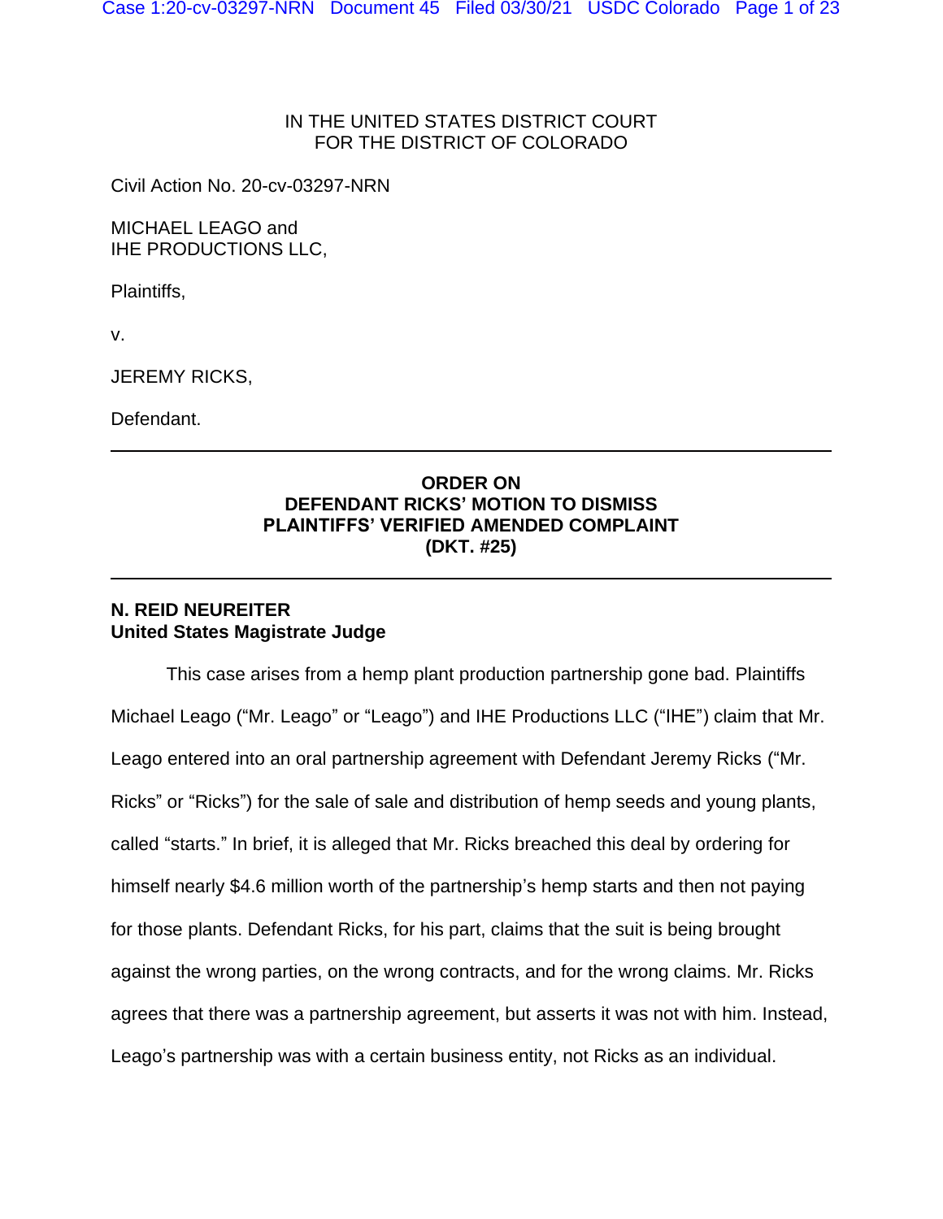IN THE UNITED STATES DISTRICT COURT
FOR THE DISTRICT OF COLORADO

Civil Action No. 20-cv-03297-NRN

MICHAEL LEAGO and
IHE PRODUCTIONS LLC,

Plaintiffs,

v.

JEREMY RICKS,

Defendant.

---

**ORDER ON**
**DEFENDANT RICKS' MOTION TO DISMISS**
**PLAINTIFFS' VERIFIED AMENDED COMPLAINT**
**(DKT. #25)**

---

**N. REID NEUREITER**
**United States Magistrate Judge**

This case arises from a hemp plant production partnership gone bad. Plaintiffs Michael Leago ("Mr. Leago" or "Leago") and IHE Productions LLC ("IHE") claim that Mr. Leago entered into an oral partnership agreement with Defendant Jeremy Ricks ("Mr. Ricks" or "Ricks") for the sale of sale and distribution of hemp seeds and young plants, called "starts." In brief, it is alleged that Mr. Ricks breached this deal by ordering for himself nearly $4.6 million worth of the partnership's hemp starts and then not paying for those plants. Defendant Ricks, for his part, claims that the suit is being brought against the wrong parties, on the wrong contracts, and for the wrong claims. Mr. Ricks agrees that there was a partnership agreement, but asserts it was not with him. Instead, Leago's partnership was with a certain business entity, not Ricks as an individual.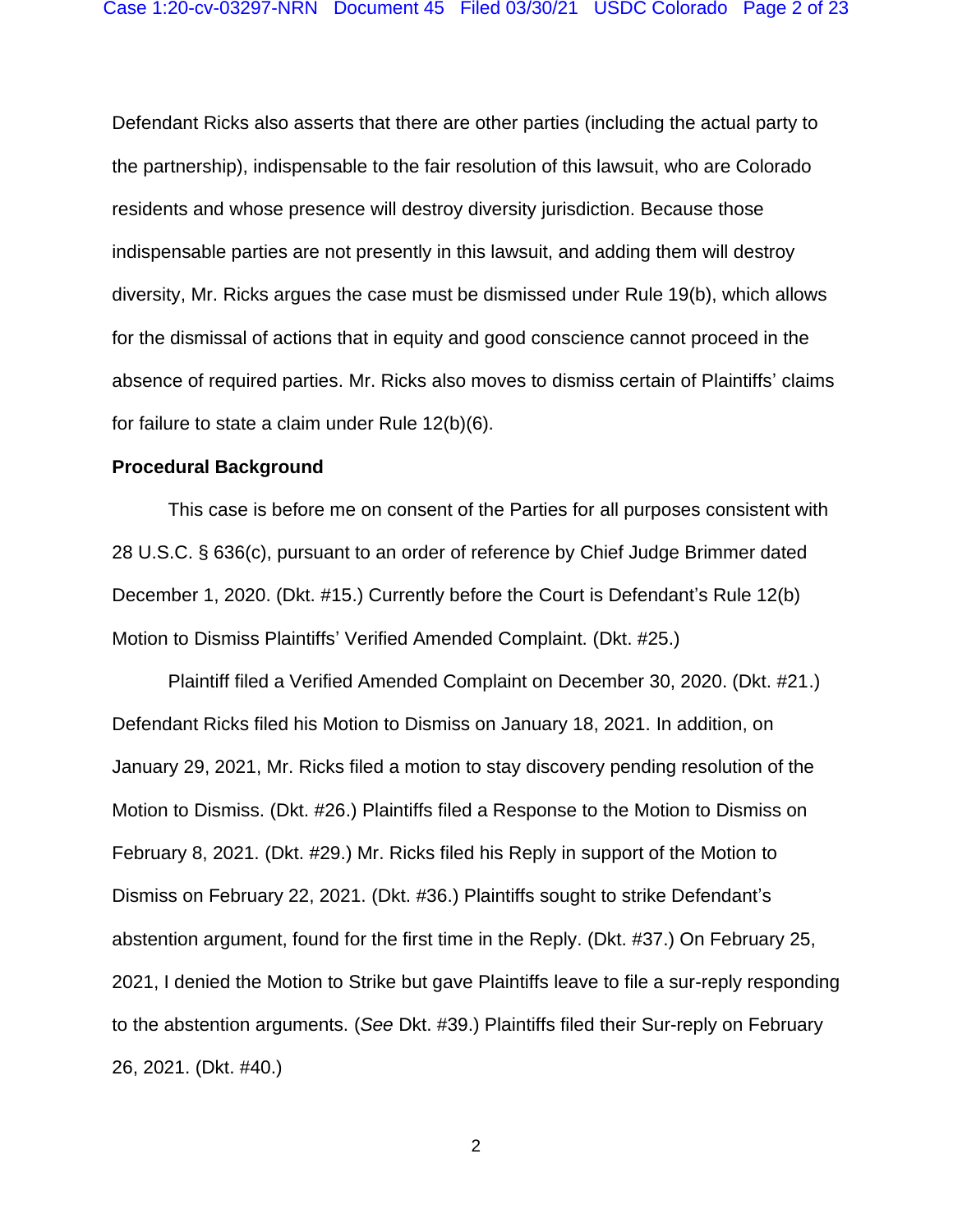Defendant Ricks also asserts that there are other parties (including the actual party to the partnership), indispensable to the fair resolution of this lawsuit, who are Colorado residents and whose presence will destroy diversity jurisdiction. Because those indispensable parties are not presently in this lawsuit, and adding them will destroy diversity, Mr. Ricks argues the case must be dismissed under Rule 19(b), which allows for the dismissal of actions that in equity and good conscience cannot proceed in the absence of required parties. Mr. Ricks also moves to dismiss certain of Plaintiffs' claims for failure to state a claim under Rule 12(b)(6).

**Procedural Background**

This case is before me on consent of the Parties for all purposes consistent with 28 U.S.C. § 636(c), pursuant to an order of reference by Chief Judge Brimmer dated December 1, 2020. (Dkt. #15.) Currently before the Court is Defendant's Rule 12(b) Motion to Dismiss Plaintiffs' Verified Amended Complaint. (Dkt. #25.)

Plaintiff filed a Verified Amended Complaint on December 30, 2020. (Dkt. #21.) Defendant Ricks filed his Motion to Dismiss on January 18, 2021. In addition, on January 29, 2021, Mr. Ricks filed a motion to stay discovery pending resolution of the Motion to Dismiss. (Dkt. #26.) Plaintiffs filed a Response to the Motion to Dismiss on February 8, 2021. (Dkt. #29.) Mr. Ricks filed his Reply in support of the Motion to Dismiss on February 22, 2021. (Dkt. #36.) Plaintiffs sought to strike Defendant's abstention argument, found for the first time in the Reply. (Dkt. #37.) On February 25, 2021, I denied the Motion to Strike but gave Plaintiffs leave to file a sur-reply responding to the abstention arguments. (*See* Dkt. #39.) Plaintiffs filed their Sur-reply on February 26, 2021. (Dkt. #40.)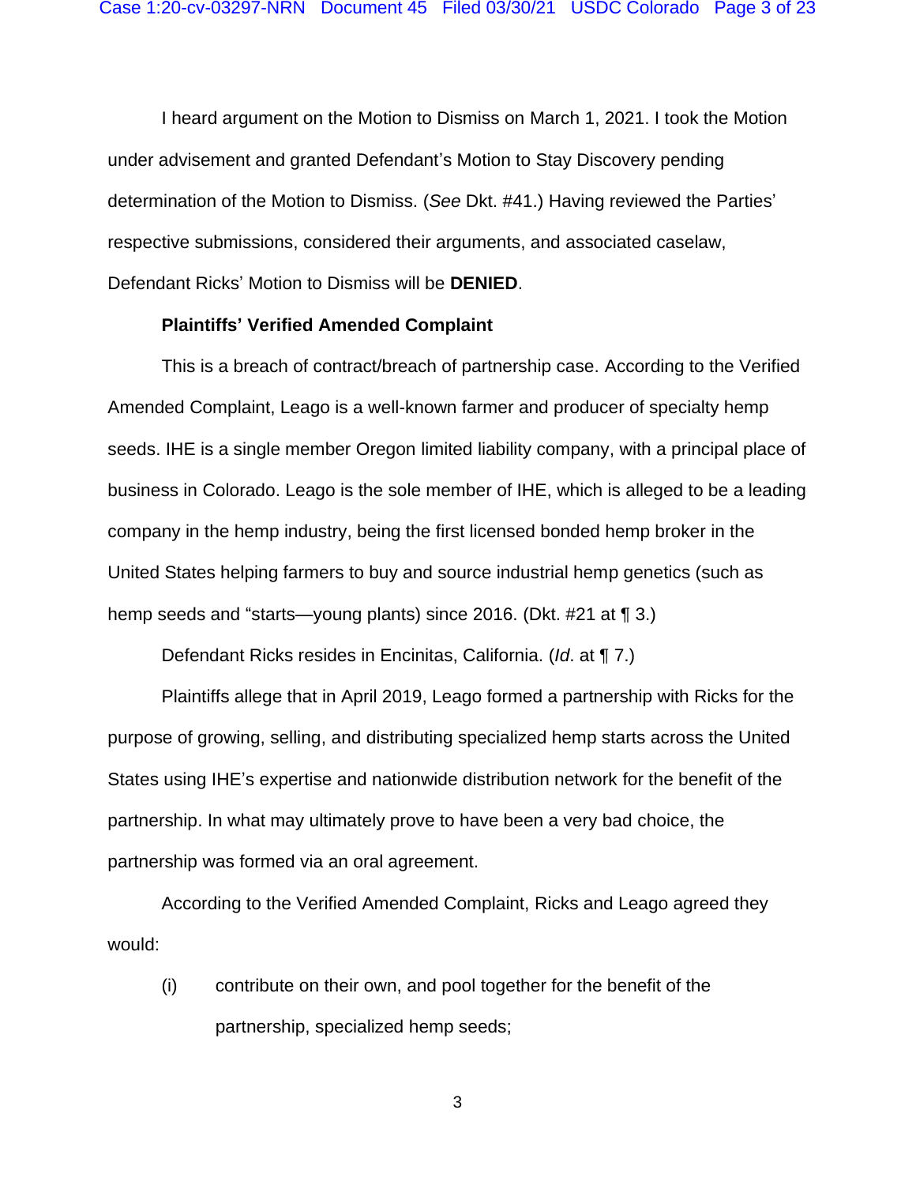I heard argument on the Motion to Dismiss on March 1, 2021. I took the Motion under advisement and granted Defendant's Motion to Stay Discovery pending determination of the Motion to Dismiss. (*See* Dkt. #41.) Having reviewed the Parties' respective submissions, considered their arguments, and associated caselaw, Defendant Ricks' Motion to Dismiss will be **DENIED**.

**Plaintiffs' Verified Amended Complaint**

This is a breach of contract/breach of partnership case. According to the Verified Amended Complaint, Leago is a well-known farmer and producer of specialty hemp seeds. IHE is a single member Oregon limited liability company, with a principal place of business in Colorado. Leago is the sole member of IHE, which is alleged to be a leading company in the hemp industry, being the first licensed bonded hemp broker in the United States helping farmers to buy and source industrial hemp genetics (such as hemp seeds and "starts—young plants) since 2016. (Dkt. #21 at ¶ 3.)

Defendant Ricks resides in Encinitas, California. (*Id*. at ¶ 7.)

Plaintiffs allege that in April 2019, Leago formed a partnership with Ricks for the purpose of growing, selling, and distributing specialized hemp starts across the United States using IHE's expertise and nationwide distribution network for the benefit of the partnership. In what may ultimately prove to have been a very bad choice, the partnership was formed via an oral agreement.

According to the Verified Amended Complaint, Ricks and Leago agreed they would:

(i) contribute on their own, and pool together for the benefit of the partnership, specialized hemp seeds;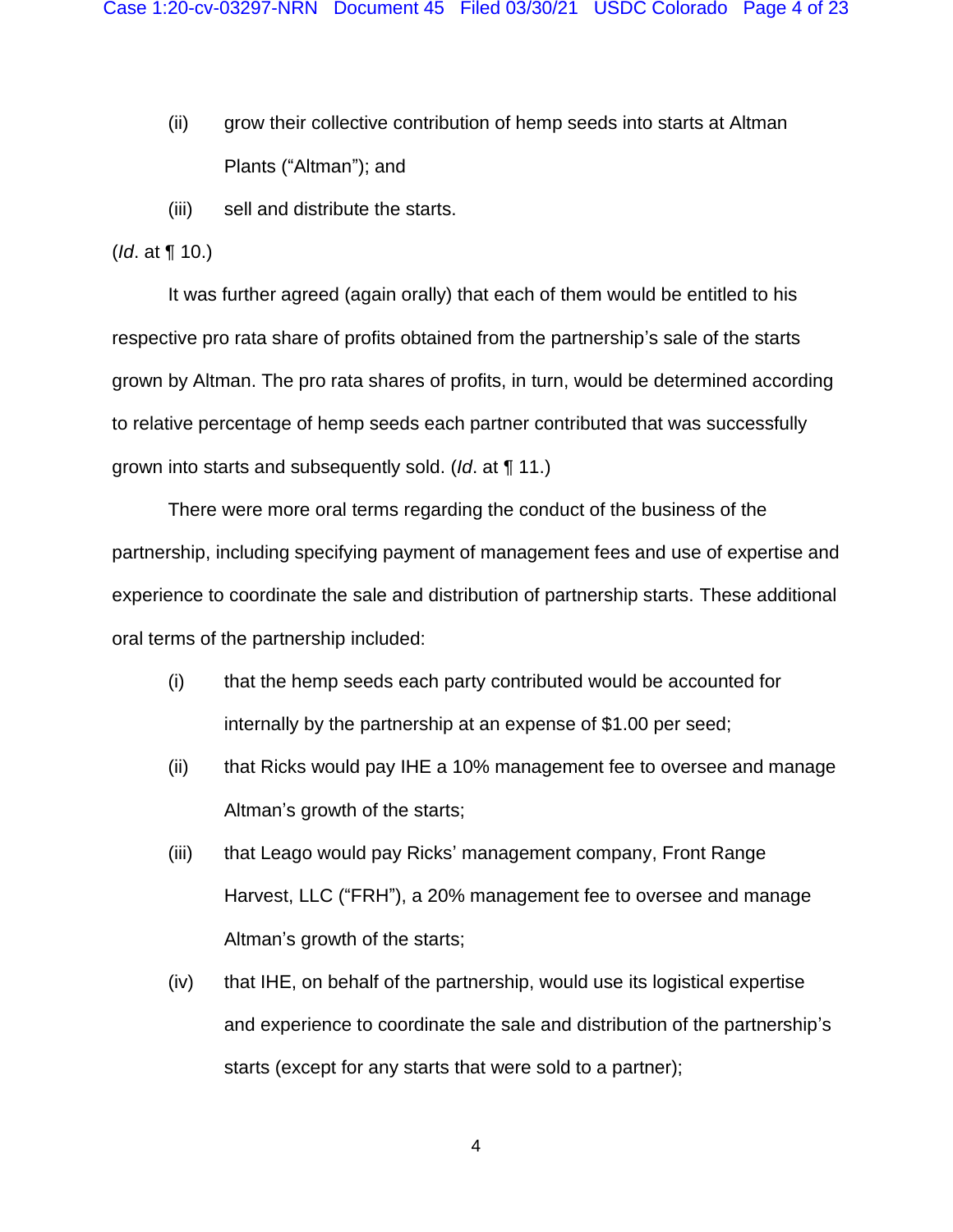(ii) grow their collective contribution of hemp seeds into starts at Altman Plants ("Altman"); and

(iii) sell and distribute the starts.

(*Id*. at ¶ 10.)

It was further agreed (again orally) that each of them would be entitled to his respective pro rata share of profits obtained from the partnership's sale of the starts grown by Altman. The pro rata shares of profits, in turn, would be determined according to relative percentage of hemp seeds each partner contributed that was successfully grown into starts and subsequently sold. (*Id*. at ¶ 11.)

There were more oral terms regarding the conduct of the business of the partnership, including specifying payment of management fees and use of expertise and experience to coordinate the sale and distribution of partnership starts. These additional oral terms of the partnership included:

(i) that the hemp seeds each party contributed would be accounted for internally by the partnership at an expense of $1.00 per seed;

(ii) that Ricks would pay IHE a 10% management fee to oversee and manage Altman's growth of the starts;

(iii) that Leago would pay Ricks' management company, Front Range Harvest, LLC ("FRH"), a 20% management fee to oversee and manage Altman's growth of the starts;

(iv) that IHE, on behalf of the partnership, would use its logistical expertise and experience to coordinate the sale and distribution of the partnership's starts (except for any starts that were sold to a partner);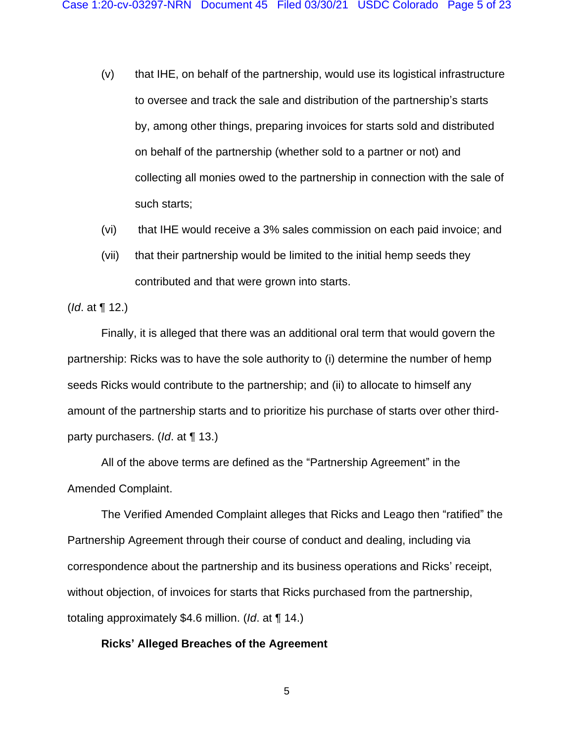(v) that IHE, on behalf of the partnership, would use its logistical infrastructure to oversee and track the sale and distribution of the partnership's starts by, among other things, preparing invoices for starts sold and distributed on behalf of the partnership (whether sold to a partner or not) and collecting all monies owed to the partnership in connection with the sale of such starts;

(vi) that IHE would receive a 3% sales commission on each paid invoice; and

(vii) that their partnership would be limited to the initial hemp seeds they contributed and that were grown into starts.

(*Id*. at ¶ 12.)

Finally, it is alleged that there was an additional oral term that would govern the partnership: Ricks was to have the sole authority to (i) determine the number of hemp seeds Ricks would contribute to the partnership; and (ii) to allocate to himself any amount of the partnership starts and to prioritize his purchase of starts over other third-party purchasers. (*Id*. at ¶ 13.)

All of the above terms are defined as the "Partnership Agreement" in the Amended Complaint.

The Verified Amended Complaint alleges that Ricks and Leago then "ratified" the Partnership Agreement through their course of conduct and dealing, including via correspondence about the partnership and its business operations and Ricks' receipt, without objection, of invoices for starts that Ricks purchased from the partnership, totaling approximately $4.6 million. (*Id*. at ¶ 14.)

**Ricks' Alleged Breaches of the Agreement**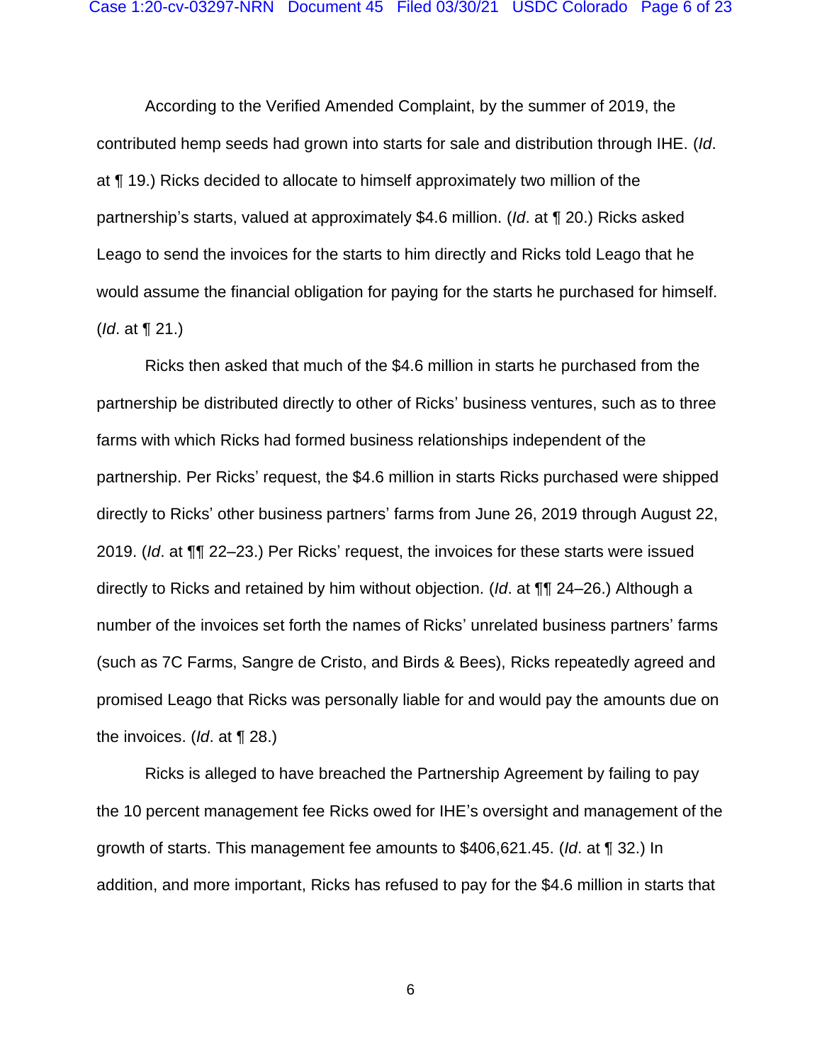According to the Verified Amended Complaint, by the summer of 2019, the contributed hemp seeds had grown into starts for sale and distribution through IHE. (*Id*. at ¶ 19.) Ricks decided to allocate to himself approximately two million of the partnership's starts, valued at approximately $4.6 million. (*Id*. at ¶ 20.) Ricks asked Leago to send the invoices for the starts to him directly and Ricks told Leago that he would assume the financial obligation for paying for the starts he purchased for himself. (*Id*. at ¶ 21.)

Ricks then asked that much of the $4.6 million in starts he purchased from the partnership be distributed directly to other of Ricks' business ventures, such as to three farms with which Ricks had formed business relationships independent of the partnership. Per Ricks' request, the $4.6 million in starts Ricks purchased were shipped directly to Ricks' other business partners' farms from June 26, 2019 through August 22, 2019. (*Id*. at ¶¶ 22–23.) Per Ricks' request, the invoices for these starts were issued directly to Ricks and retained by him without objection. (*Id*. at ¶¶ 24–26.) Although a number of the invoices set forth the names of Ricks' unrelated business partners' farms (such as 7C Farms, Sangre de Cristo, and Birds & Bees), Ricks repeatedly agreed and promised Leago that Ricks was personally liable for and would pay the amounts due on the invoices. (*Id*. at ¶ 28.)

Ricks is alleged to have breached the Partnership Agreement by failing to pay the 10 percent management fee Ricks owed for IHE's oversight and management of the growth of starts. This management fee amounts to $406,621.45. (*Id*. at ¶ 32.) In addition, and more important, Ricks has refused to pay for the $4.6 million in starts that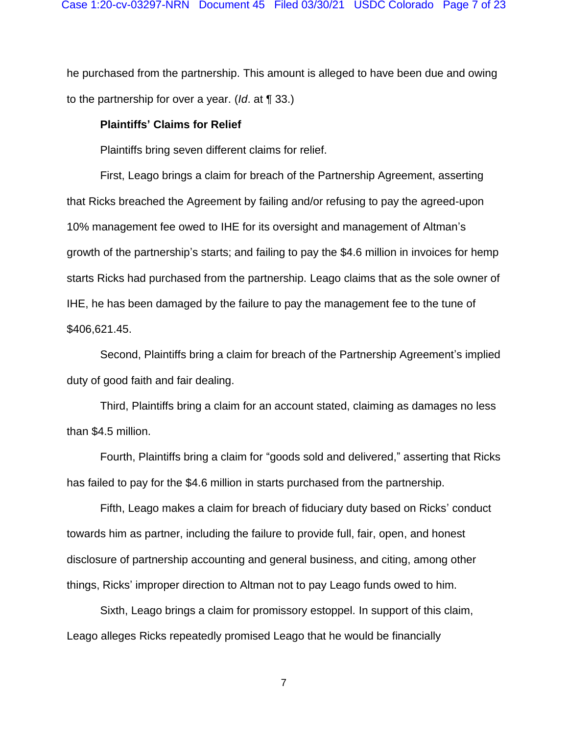he purchased from the partnership. This amount is alleged to have been due and owing to the partnership for over a year. (*Id*. at ¶ 33.)

**Plaintiffs' Claims for Relief**

Plaintiffs bring seven different claims for relief.

First, Leago brings a claim for breach of the Partnership Agreement, asserting that Ricks breached the Agreement by failing and/or refusing to pay the agreed-upon 10% management fee owed to IHE for its oversight and management of Altman's growth of the partnership's starts; and failing to pay the $4.6 million in invoices for hemp starts Ricks had purchased from the partnership. Leago claims that as the sole owner of IHE, he has been damaged by the failure to pay the management fee to the tune of $406,621.45.

Second, Plaintiffs bring a claim for breach of the Partnership Agreement's implied duty of good faith and fair dealing.

Third, Plaintiffs bring a claim for an account stated, claiming as damages no less than $4.5 million.

Fourth, Plaintiffs bring a claim for "goods sold and delivered," asserting that Ricks has failed to pay for the $4.6 million in starts purchased from the partnership.

Fifth, Leago makes a claim for breach of fiduciary duty based on Ricks' conduct towards him as partner, including the failure to provide full, fair, open, and honest disclosure of partnership accounting and general business, and citing, among other things, Ricks' improper direction to Altman not to pay Leago funds owed to him.

Sixth, Leago brings a claim for promissory estoppel. In support of this claim, Leago alleges Ricks repeatedly promised Leago that he would be financially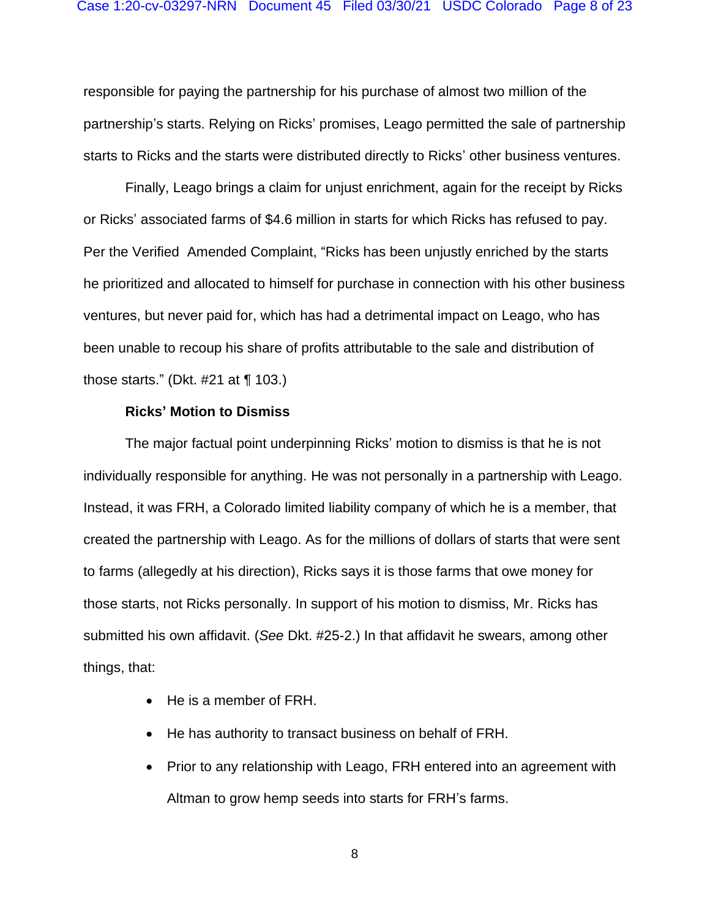responsible for paying the partnership for his purchase of almost two million of the partnership's starts. Relying on Ricks' promises, Leago permitted the sale of partnership starts to Ricks and the starts were distributed directly to Ricks' other business ventures.

Finally, Leago brings a claim for unjust enrichment, again for the receipt by Ricks or Ricks' associated farms of $4.6 million in starts for which Ricks has refused to pay. Per the Verified Amended Complaint, "Ricks has been unjustly enriched by the starts he prioritized and allocated to himself for purchase in connection with his other business ventures, but never paid for, which has had a detrimental impact on Leago, who has been unable to recoup his share of profits attributable to the sale and distribution of those starts." (Dkt. #21 at ¶ 103.)

**Ricks' Motion to Dismiss**

The major factual point underpinning Ricks' motion to dismiss is that he is not individually responsible for anything. He was not personally in a partnership with Leago. Instead, it was FRH, a Colorado limited liability company of which he is a member, that created the partnership with Leago. As for the millions of dollars of starts that were sent to farms (allegedly at his direction), Ricks says it is those farms that owe money for those starts, not Ricks personally. In support of his motion to dismiss, Mr. Ricks has submitted his own affidavit. (*See* Dkt. #25-2.) In that affidavit he swears, among other things, that:

- He is a member of FRH.
- He has authority to transact business on behalf of FRH.
- Prior to any relationship with Leago, FRH entered into an agreement with Altman to grow hemp seeds into starts for FRH's farms.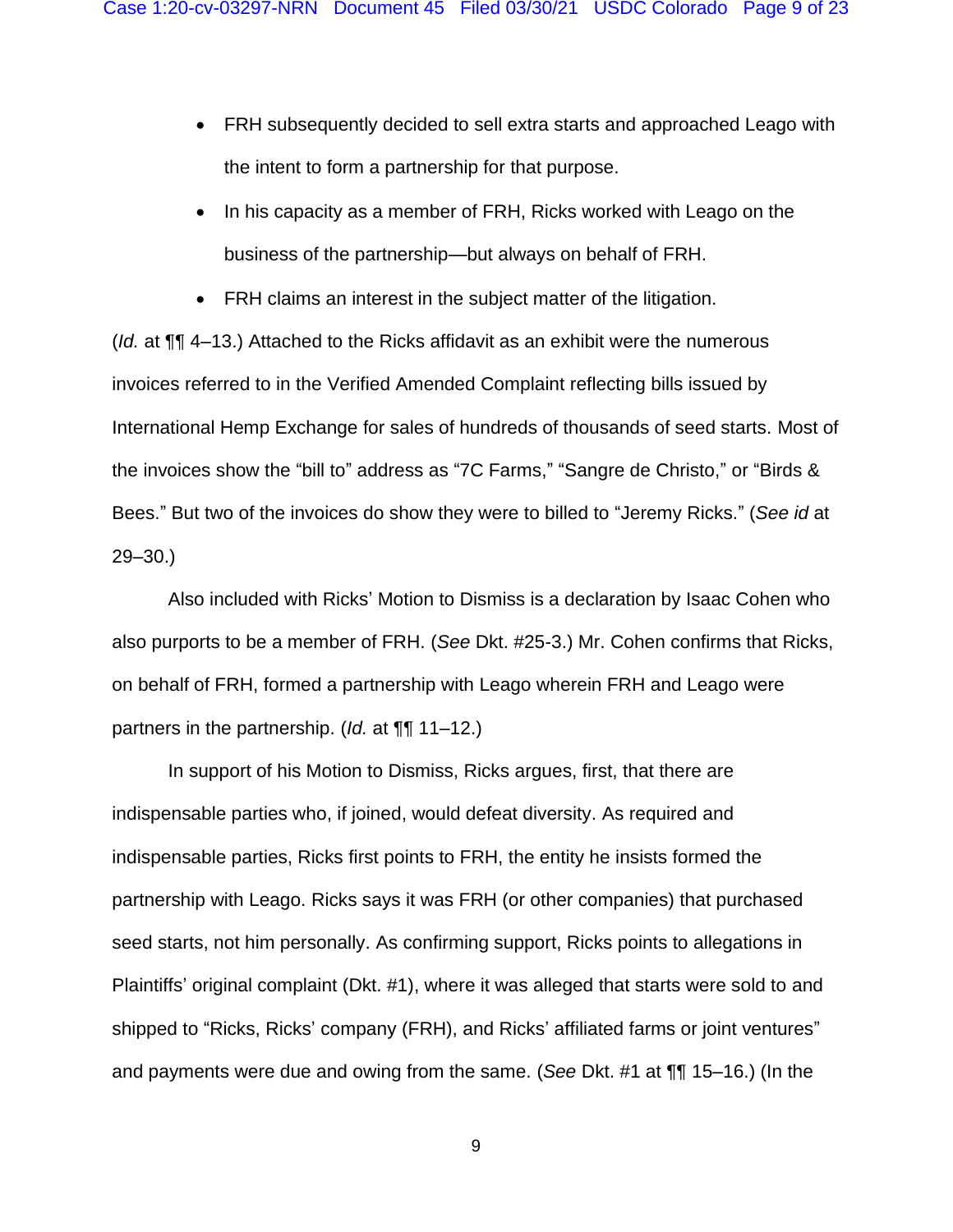- FRH subsequently decided to sell extra starts and approached Leago with the intent to form a partnership for that purpose.
- In his capacity as a member of FRH, Ricks worked with Leago on the business of the partnership—but always on behalf of FRH.
- FRH claims an interest in the subject matter of the litigation.

(*Id.* at ¶¶ 4–13.) Attached to the Ricks affidavit as an exhibit were the numerous invoices referred to in the Verified Amended Complaint reflecting bills issued by International Hemp Exchange for sales of hundreds of thousands of seed starts. Most of the invoices show the "bill to" address as "7C Farms," "Sangre de Christo," or "Birds & Bees." But two of the invoices do show they were to billed to "Jeremy Ricks." (*See id* at 29–30.)

Also included with Ricks' Motion to Dismiss is a declaration by Isaac Cohen who also purports to be a member of FRH. (*See* Dkt. #25-3.) Mr. Cohen confirms that Ricks, on behalf of FRH, formed a partnership with Leago wherein FRH and Leago were partners in the partnership. (*Id.* at ¶¶ 11–12.)

In support of his Motion to Dismiss, Ricks argues, first, that there are indispensable parties who, if joined, would defeat diversity. As required and indispensable parties, Ricks first points to FRH, the entity he insists formed the partnership with Leago. Ricks says it was FRH (or other companies) that purchased seed starts, not him personally. As confirming support, Ricks points to allegations in Plaintiffs' original complaint (Dkt. #1), where it was alleged that starts were sold to and shipped to "Ricks, Ricks' company (FRH), and Ricks' affiliated farms or joint ventures" and payments were due and owing from the same. (*See* Dkt. #1 at ¶¶ 15–16.) (In the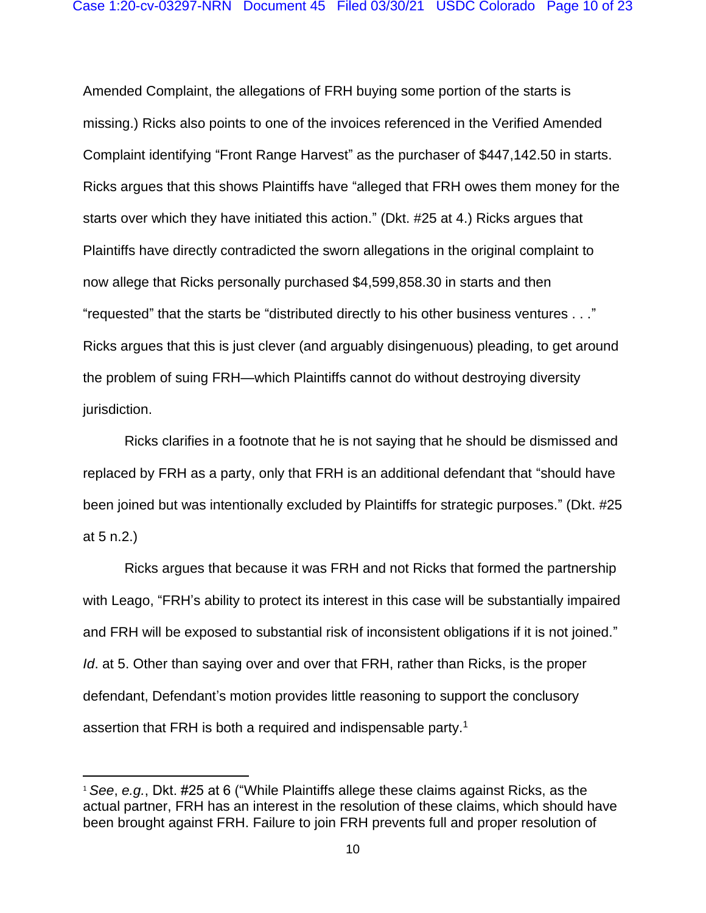Amended Complaint, the allegations of FRH buying some portion of the starts is missing.) Ricks also points to one of the invoices referenced in the Verified Amended Complaint identifying "Front Range Harvest" as the purchaser of $447,142.50 in starts. Ricks argues that this shows Plaintiffs have "alleged that FRH owes them money for the starts over which they have initiated this action." (Dkt. #25 at 4.) Ricks argues that Plaintiffs have directly contradicted the sworn allegations in the original complaint to now allege that Ricks personally purchased $4,599,858.30 in starts and then "requested" that the starts be "distributed directly to his other business ventures . . ." Ricks argues that this is just clever (and arguably disingenuous) pleading, to get around the problem of suing FRH—which Plaintiffs cannot do without destroying diversity jurisdiction.

Ricks clarifies in a footnote that he is not saying that he should be dismissed and replaced by FRH as a party, only that FRH is an additional defendant that "should have been joined but was intentionally excluded by Plaintiffs for strategic purposes." (Dkt. #25 at 5 n.2.)

Ricks argues that because it was FRH and not Ricks that formed the partnership with Leago, "FRH's ability to protect its interest in this case will be substantially impaired and FRH will be exposed to substantial risk of inconsistent obligations if it is not joined." *Id*. at 5. Other than saying over and over that FRH, rather than Ricks, is the proper defendant, Defendant's motion provides little reasoning to support the conclusory assertion that FRH is both a required and indispensable party.[1]

---

[1] *See*, *e.g.*, Dkt. #25 at 6 ("While Plaintiffs allege these claims against Ricks, as the actual partner, FRH has an interest in the resolution of these claims, which should have been brought against FRH. Failure to join FRH prevents full and proper resolution of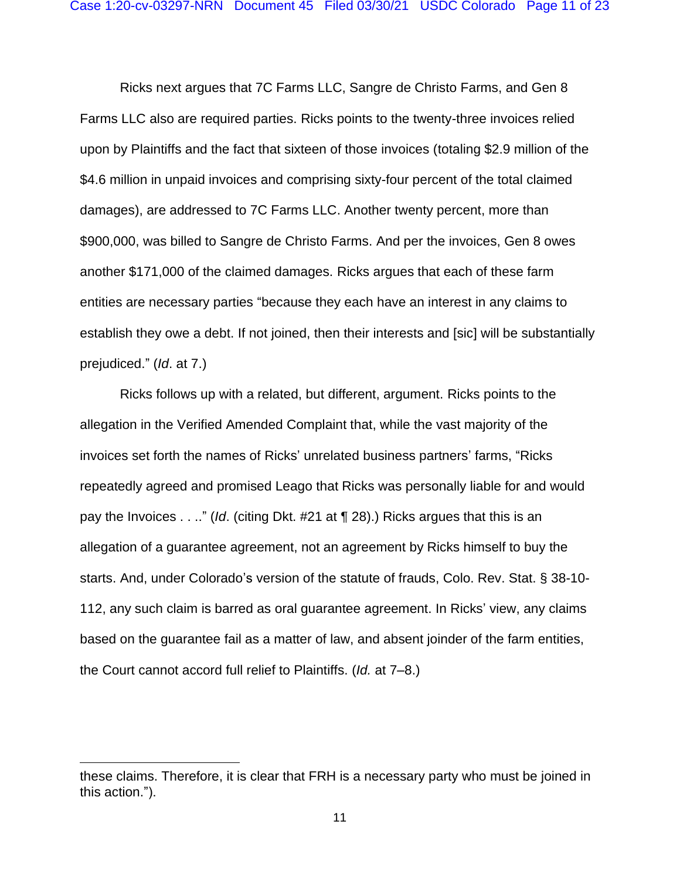Ricks next argues that 7C Farms LLC, Sangre de Christo Farms, and Gen 8 Farms LLC also are required parties. Ricks points to the twenty-three invoices relied upon by Plaintiffs and the fact that sixteen of those invoices (totaling $2.9 million of the $4.6 million in unpaid invoices and comprising sixty-four percent of the total claimed damages), are addressed to 7C Farms LLC. Another twenty percent, more than $900,000, was billed to Sangre de Christo Farms. And per the invoices, Gen 8 owes another $171,000 of the claimed damages. Ricks argues that each of these farm entities are necessary parties "because they each have an interest in any claims to establish they owe a debt. If not joined, then their interests and [sic] will be substantially prejudiced." (*Id*. at 7.)

Ricks follows up with a related, but different, argument. Ricks points to the allegation in the Verified Amended Complaint that, while the vast majority of the invoices set forth the names of Ricks' unrelated business partners' farms, "Ricks repeatedly agreed and promised Leago that Ricks was personally liable for and would pay the Invoices . . .." (*Id*. (citing Dkt. #21 at ¶ 28).) Ricks argues that this is an allegation of a guarantee agreement, not an agreement by Ricks himself to buy the starts. And, under Colorado's version of the statute of frauds, Colo. Rev. Stat. § 38-10-112, any such claim is barred as oral guarantee agreement. In Ricks' view, any claims based on the guarantee fail as a matter of law, and absent joinder of the farm entities, the Court cannot accord full relief to Plaintiffs. (*Id.* at 7–8.)

---

these claims. Therefore, it is clear that FRH is a necessary party who must be joined in this action.").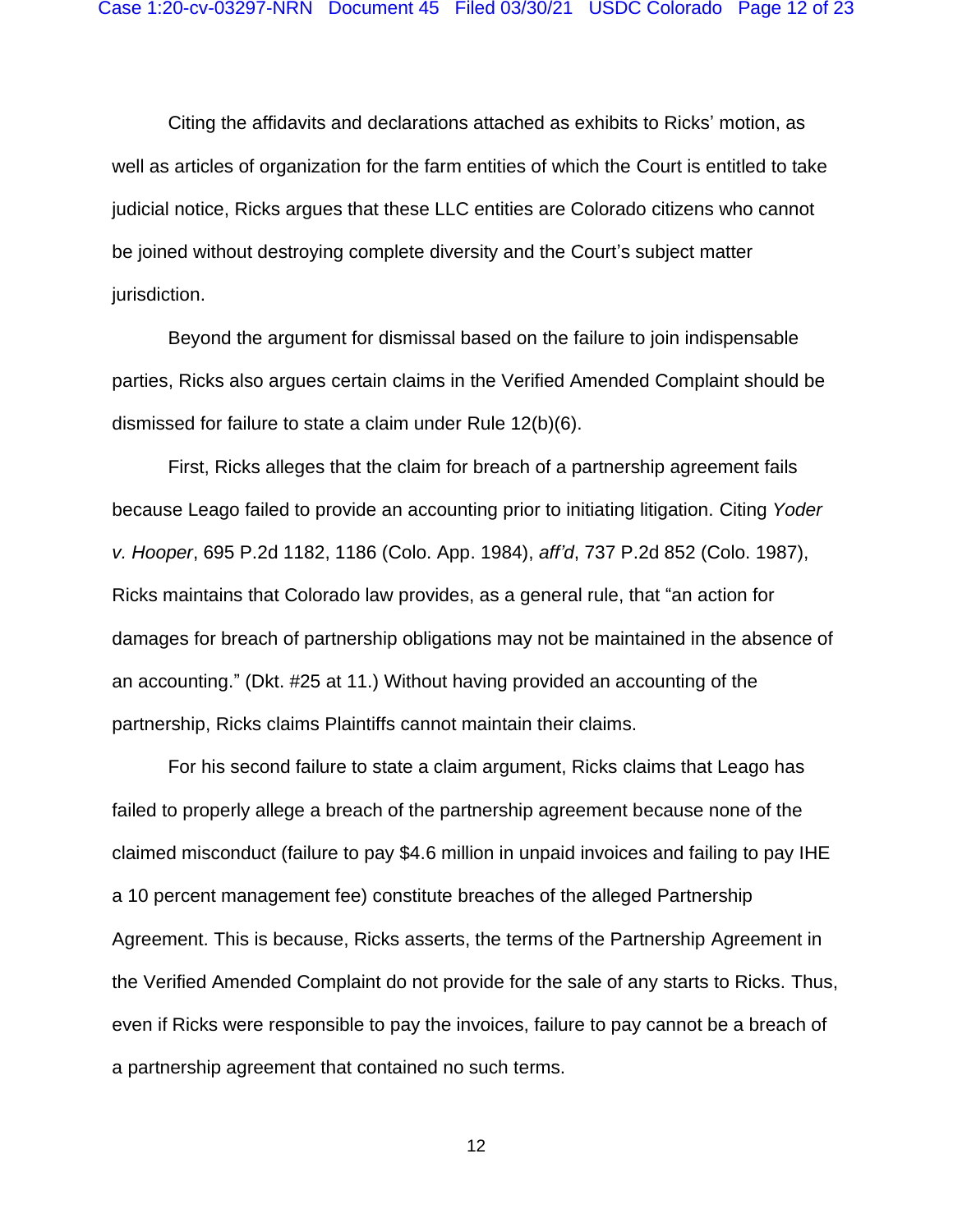Citing the affidavits and declarations attached as exhibits to Ricks' motion, as well as articles of organization for the farm entities of which the Court is entitled to take judicial notice, Ricks argues that these LLC entities are Colorado citizens who cannot be joined without destroying complete diversity and the Court's subject matter jurisdiction.

Beyond the argument for dismissal based on the failure to join indispensable parties, Ricks also argues certain claims in the Verified Amended Complaint should be dismissed for failure to state a claim under Rule 12(b)(6).

First, Ricks alleges that the claim for breach of a partnership agreement fails because Leago failed to provide an accounting prior to initiating litigation. Citing *Yoder v. Hooper*, 695 P.2d 1182, 1186 (Colo. App. 1984), *aff'd*, 737 P.2d 852 (Colo. 1987), Ricks maintains that Colorado law provides, as a general rule, that "an action for damages for breach of partnership obligations may not be maintained in the absence of an accounting." (Dkt. #25 at 11.) Without having provided an accounting of the partnership, Ricks claims Plaintiffs cannot maintain their claims.

For his second failure to state a claim argument, Ricks claims that Leago has failed to properly allege a breach of the partnership agreement because none of the claimed misconduct (failure to pay $4.6 million in unpaid invoices and failing to pay IHE a 10 percent management fee) constitute breaches of the alleged Partnership Agreement. This is because, Ricks asserts, the terms of the Partnership Agreement in the Verified Amended Complaint do not provide for the sale of any starts to Ricks. Thus, even if Ricks were responsible to pay the invoices, failure to pay cannot be a breach of a partnership agreement that contained no such terms.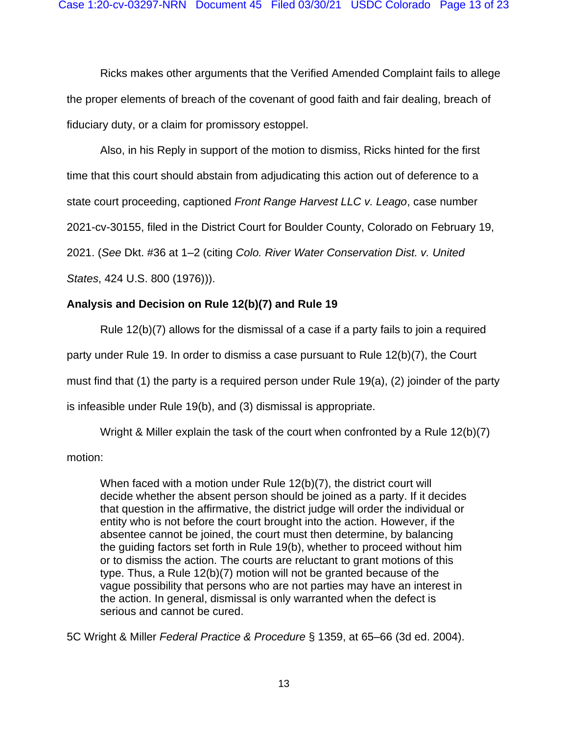Ricks makes other arguments that the Verified Amended Complaint fails to allege the proper elements of breach of the covenant of good faith and fair dealing, breach of fiduciary duty, or a claim for promissory estoppel.

Also, in his Reply in support of the motion to dismiss, Ricks hinted for the first time that this court should abstain from adjudicating this action out of deference to a state court proceeding, captioned *Front Range Harvest LLC v. Leago*, case number 2021-cv-30155, filed in the District Court for Boulder County, Colorado on February 19, 2021. (*See* Dkt. #36 at 1–2 (citing *Colo. River Water Conservation Dist. v. United States*, 424 U.S. 800 (1976))).

**Analysis and Decision on Rule 12(b)(7) and Rule 19**

Rule 12(b)(7) allows for the dismissal of a case if a party fails to join a required party under Rule 19. In order to dismiss a case pursuant to Rule 12(b)(7), the Court must find that (1) the party is a required person under Rule 19(a), (2) joinder of the party is infeasible under Rule 19(b), and (3) dismissal is appropriate.

Wright & Miller explain the task of the court when confronted by a Rule 12(b)(7) motion:

> When faced with a motion under Rule 12(b)(7), the district court will decide whether the absent person should be joined as a party. If it decides that question in the affirmative, the district judge will order the individual or entity who is not before the court brought into the action. However, if the absentee cannot be joined, the court must then determine, by balancing the guiding factors set forth in Rule 19(b), whether to proceed without him or to dismiss the action. The courts are reluctant to grant motions of this type. Thus, a Rule 12(b)(7) motion will not be granted because of the vague possibility that persons who are not parties may have an interest in the action. In general, dismissal is only warranted when the defect is serious and cannot be cured.

5C Wright & Miller *Federal Practice & Procedure* § 1359, at 65–66 (3d ed. 2004).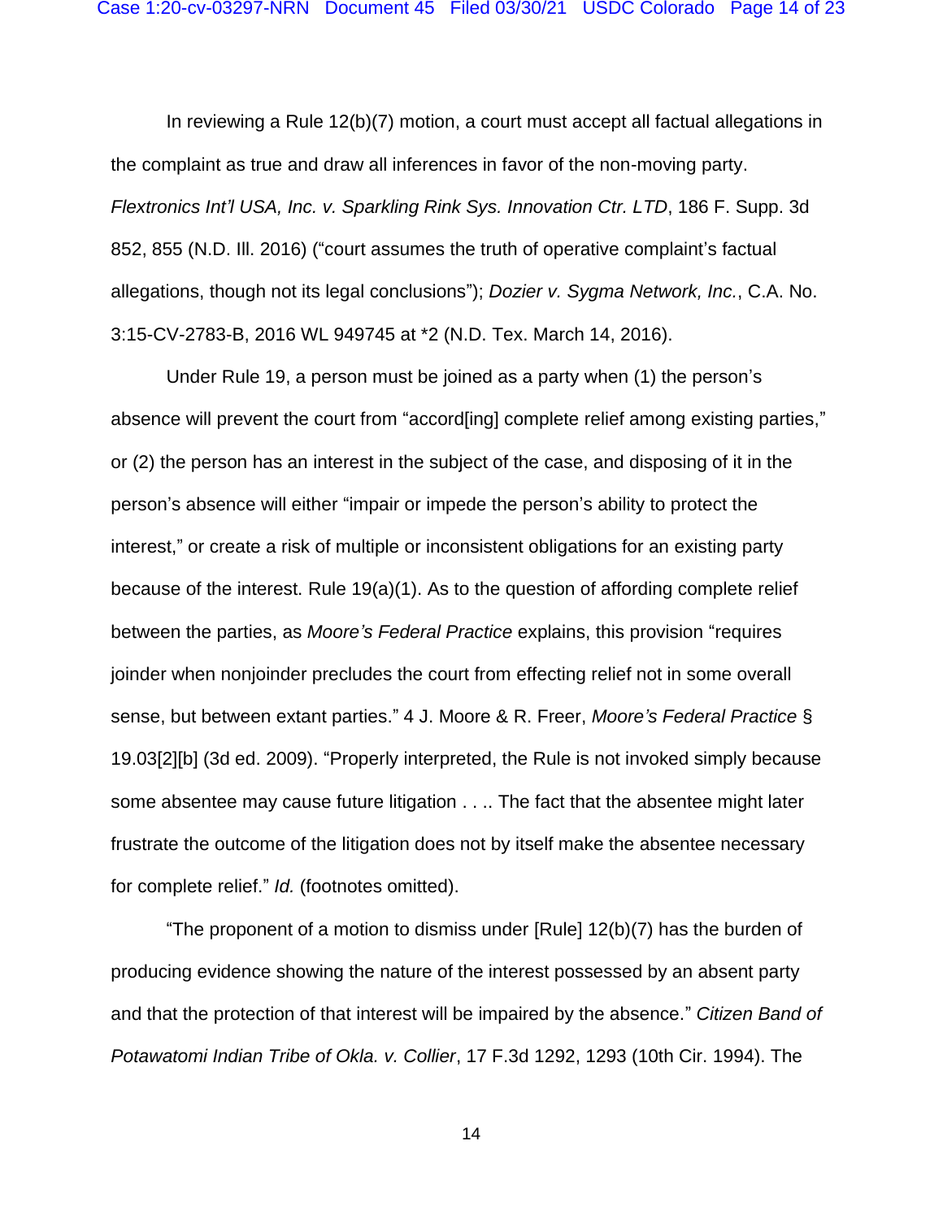In reviewing a Rule 12(b)(7) motion, a court must accept all factual allegations in the complaint as true and draw all inferences in favor of the non-moving party. *Flextronics Int'l USA, Inc. v. Sparkling Rink Sys. Innovation Ctr. LTD*, 186 F. Supp. 3d 852, 855 (N.D. Ill. 2016) ("court assumes the truth of operative complaint's factual allegations, though not its legal conclusions"); *Dozier v. Sygma Network, Inc.*, C.A. No. 3:15-CV-2783-B, 2016 WL 949745 at *2 (N.D. Tex. March 14, 2016).

Under Rule 19, a person must be joined as a party when (1) the person's absence will prevent the court from "accord[ing] complete relief among existing parties," or (2) the person has an interest in the subject of the case, and disposing of it in the person's absence will either "impair or impede the person's ability to protect the interest," or create a risk of multiple or inconsistent obligations for an existing party because of the interest. Rule 19(a)(1). As to the question of affording complete relief between the parties, as *Moore's Federal Practice* explains, this provision "requires joinder when nonjoinder precludes the court from effecting relief not in some overall sense, but between extant parties." 4 J. Moore & R. Freer, *Moore's Federal Practice* § 19.03[2][b] (3d ed. 2009). "Properly interpreted, the Rule is not invoked simply because some absentee may cause future litigation . . .. The fact that the absentee might later frustrate the outcome of the litigation does not by itself make the absentee necessary for complete relief." *Id.* (footnotes omitted).

"The proponent of a motion to dismiss under [Rule] 12(b)(7) has the burden of producing evidence showing the nature of the interest possessed by an absent party and that the protection of that interest will be impaired by the absence." *Citizen Band of Potawatomi Indian Tribe of Okla. v. Collier*, 17 F.3d 1292, 1293 (10th Cir. 1994). The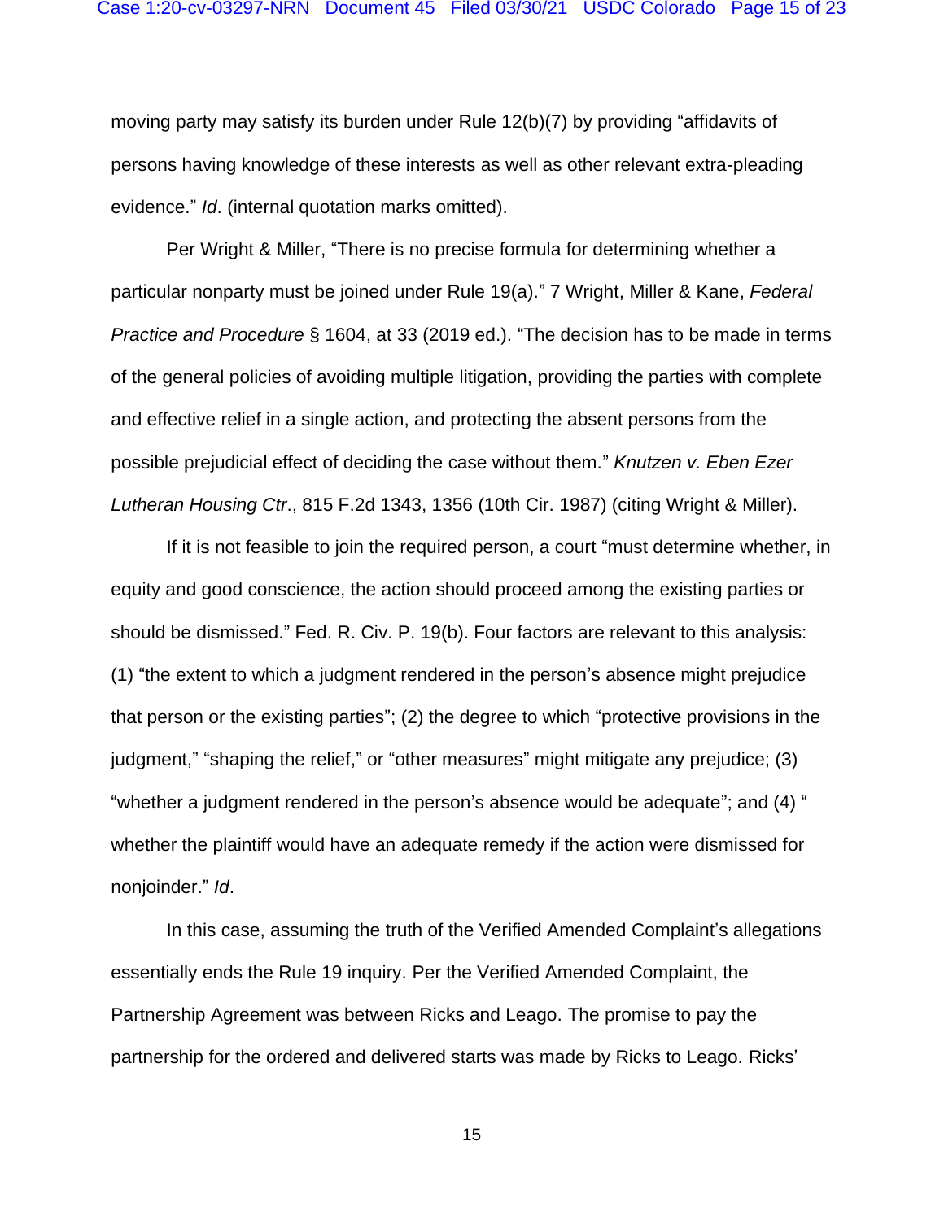moving party may satisfy its burden under Rule 12(b)(7) by providing "affidavits of persons having knowledge of these interests as well as other relevant extra-pleading evidence." *Id*. (internal quotation marks omitted).

Per Wright & Miller, "There is no precise formula for determining whether a particular nonparty must be joined under Rule 19(a)." 7 Wright, Miller & Kane, *Federal Practice and Procedure* § 1604, at 33 (2019 ed.). "The decision has to be made in terms of the general policies of avoiding multiple litigation, providing the parties with complete and effective relief in a single action, and protecting the absent persons from the possible prejudicial effect of deciding the case without them." *Knutzen v. Eben Ezer Lutheran Housing Ctr*., 815 F.2d 1343, 1356 (10th Cir. 1987) (citing Wright & Miller).

If it is not feasible to join the required person, a court "must determine whether, in equity and good conscience, the action should proceed among the existing parties or should be dismissed." Fed. R. Civ. P. 19(b). Four factors are relevant to this analysis: (1) "the extent to which a judgment rendered in the person's absence might prejudice that person or the existing parties"; (2) the degree to which "protective provisions in the judgment," "shaping the relief," or "other measures" might mitigate any prejudice; (3) "whether a judgment rendered in the person's absence would be adequate"; and (4) " whether the plaintiff would have an adequate remedy if the action were dismissed for nonjoinder." *Id*.

In this case, assuming the truth of the Verified Amended Complaint's allegations essentially ends the Rule 19 inquiry. Per the Verified Amended Complaint, the Partnership Agreement was between Ricks and Leago. The promise to pay the partnership for the ordered and delivered starts was made by Ricks to Leago. Ricks'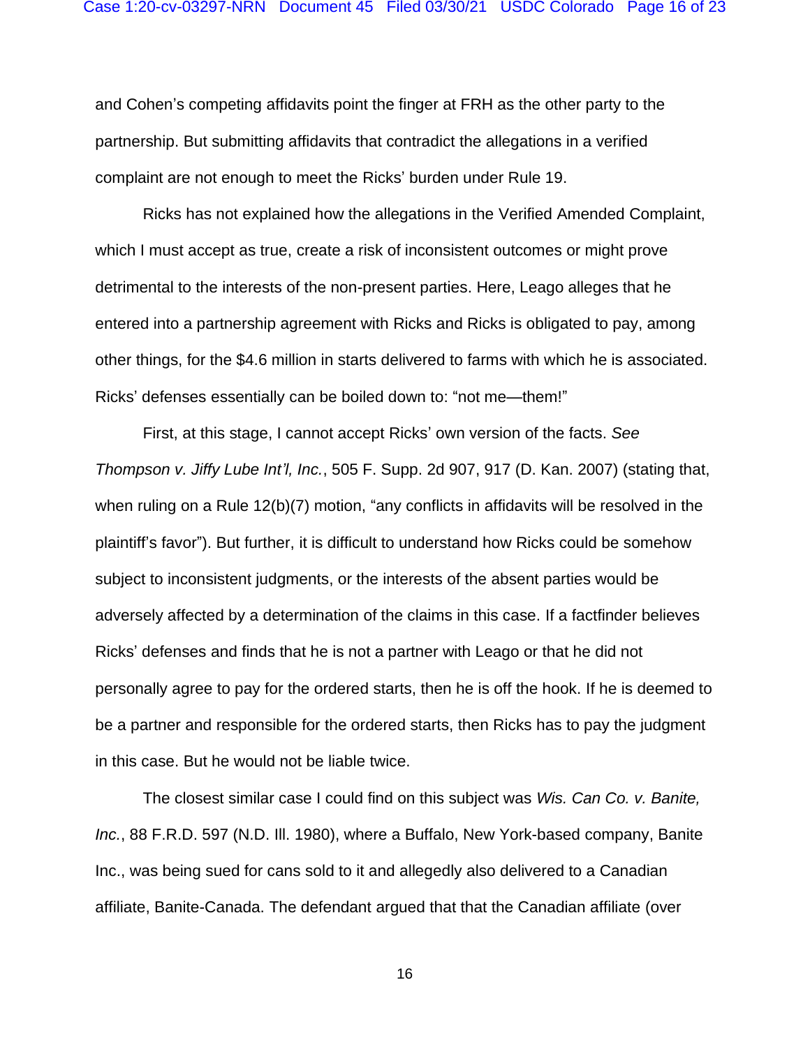and Cohen's competing affidavits point the finger at FRH as the other party to the partnership. But submitting affidavits that contradict the allegations in a verified complaint are not enough to meet the Ricks' burden under Rule 19.

Ricks has not explained how the allegations in the Verified Amended Complaint, which I must accept as true, create a risk of inconsistent outcomes or might prove detrimental to the interests of the non-present parties. Here, Leago alleges that he entered into a partnership agreement with Ricks and Ricks is obligated to pay, among other things, for the $4.6 million in starts delivered to farms with which he is associated. Ricks' defenses essentially can be boiled down to: "not me—them!"

First, at this stage, I cannot accept Ricks' own version of the facts. *See Thompson v. Jiffy Lube Int'l, Inc.*, 505 F. Supp. 2d 907, 917 (D. Kan. 2007) (stating that, when ruling on a Rule 12(b)(7) motion, "any conflicts in affidavits will be resolved in the plaintiff's favor"). But further, it is difficult to understand how Ricks could be somehow subject to inconsistent judgments, or the interests of the absent parties would be adversely affected by a determination of the claims in this case. If a factfinder believes Ricks' defenses and finds that he is not a partner with Leago or that he did not personally agree to pay for the ordered starts, then he is off the hook. If he is deemed to be a partner and responsible for the ordered starts, then Ricks has to pay the judgment in this case. But he would not be liable twice.

The closest similar case I could find on this subject was *Wis. Can Co. v. Banite, Inc.*, 88 F.R.D. 597 (N.D. Ill. 1980), where a Buffalo, New York-based company, Banite Inc., was being sued for cans sold to it and allegedly also delivered to a Canadian affiliate, Banite-Canada. The defendant argued that that the Canadian affiliate (over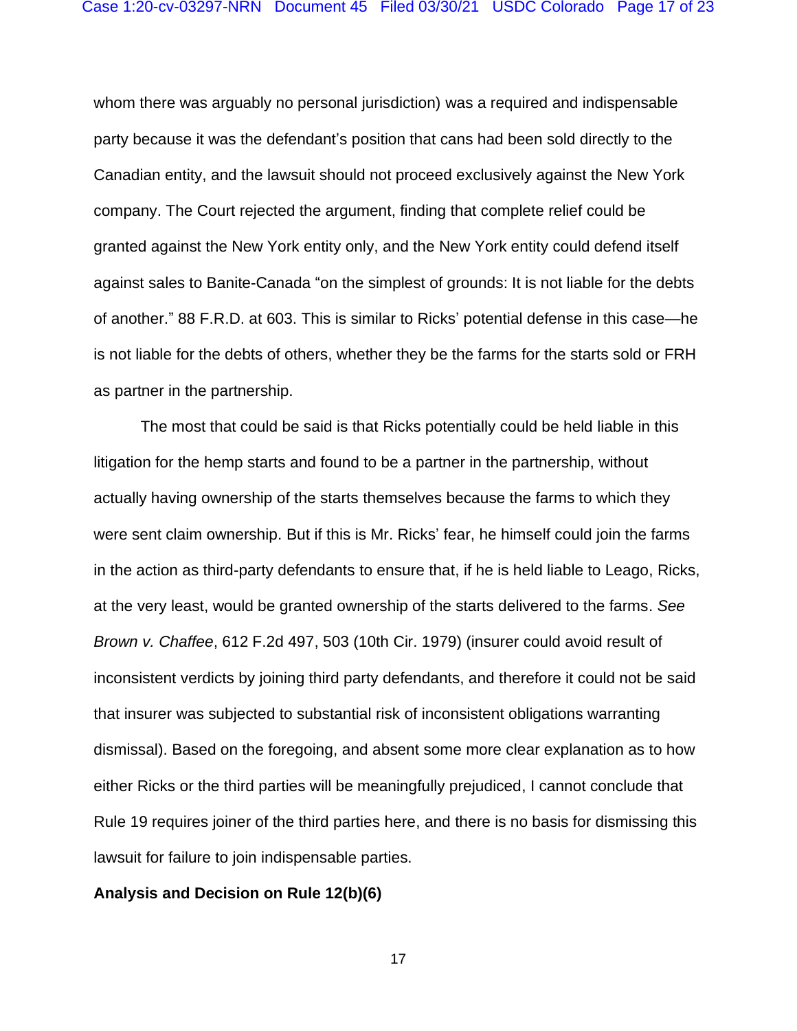whom there was arguably no personal jurisdiction) was a required and indispensable party because it was the defendant's position that cans had been sold directly to the Canadian entity, and the lawsuit should not proceed exclusively against the New York company. The Court rejected the argument, finding that complete relief could be granted against the New York entity only, and the New York entity could defend itself against sales to Banite-Canada "on the simplest of grounds: It is not liable for the debts of another." 88 F.R.D. at 603. This is similar to Ricks' potential defense in this case—he is not liable for the debts of others, whether they be the farms for the starts sold or FRH as partner in the partnership.

The most that could be said is that Ricks potentially could be held liable in this litigation for the hemp starts and found to be a partner in the partnership, without actually having ownership of the starts themselves because the farms to which they were sent claim ownership. But if this is Mr. Ricks' fear, he himself could join the farms in the action as third-party defendants to ensure that, if he is held liable to Leago, Ricks, at the very least, would be granted ownership of the starts delivered to the farms. *See Brown v. Chaffee*, 612 F.2d 497, 503 (10th Cir. 1979) (insurer could avoid result of inconsistent verdicts by joining third party defendants, and therefore it could not be said that insurer was subjected to substantial risk of inconsistent obligations warranting dismissal). Based on the foregoing, and absent some more clear explanation as to how either Ricks or the third parties will be meaningfully prejudiced, I cannot conclude that Rule 19 requires joiner of the third parties here, and there is no basis for dismissing this lawsuit for failure to join indispensable parties.

**Analysis and Decision on Rule 12(b)(6)**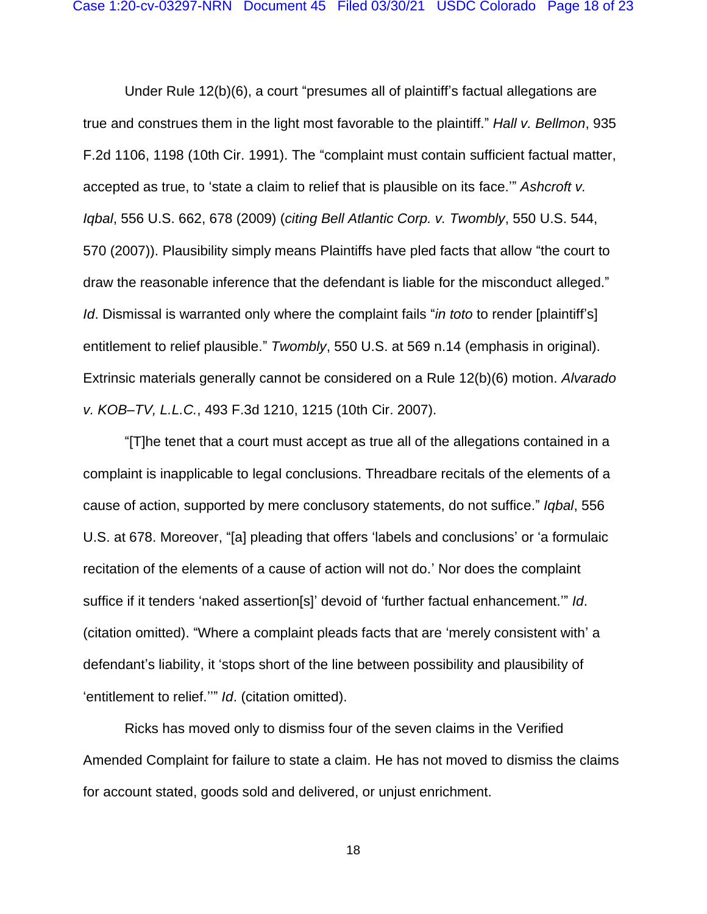Under Rule 12(b)(6), a court "presumes all of plaintiff's factual allegations are true and construes them in the light most favorable to the plaintiff." *Hall v. Bellmon*, 935 F.2d 1106, 1198 (10th Cir. 1991). The "complaint must contain sufficient factual matter, accepted as true, to 'state a claim to relief that is plausible on its face.'" *Ashcroft v. Iqbal*, 556 U.S. 662, 678 (2009) (*citing Bell Atlantic Corp. v. Twombly*, 550 U.S. 544, 570 (2007)). Plausibility simply means Plaintiffs have pled facts that allow "the court to draw the reasonable inference that the defendant is liable for the misconduct alleged." *Id*. Dismissal is warranted only where the complaint fails "*in toto* to render [plaintiff's] entitlement to relief plausible." *Twombly*, 550 U.S. at 569 n.14 (emphasis in original). Extrinsic materials generally cannot be considered on a Rule 12(b)(6) motion. *Alvarado v. KOB–TV, L.L.C.*, 493 F.3d 1210, 1215 (10th Cir. 2007).

"[T]he tenet that a court must accept as true all of the allegations contained in a complaint is inapplicable to legal conclusions. Threadbare recitals of the elements of a cause of action, supported by mere conclusory statements, do not suffice." *Iqbal*, 556 U.S. at 678. Moreover, "[a] pleading that offers 'labels and conclusions' or 'a formulaic recitation of the elements of a cause of action will not do.' Nor does the complaint suffice if it tenders 'naked assertion[s]' devoid of 'further factual enhancement.'" *Id*. (citation omitted). "Where a complaint pleads facts that are 'merely consistent with' a defendant's liability, it 'stops short of the line between possibility and plausibility of 'entitlement to relief.''" *Id*. (citation omitted).

Ricks has moved only to dismiss four of the seven claims in the Verified Amended Complaint for failure to state a claim. He has not moved to dismiss the claims for account stated, goods sold and delivered, or unjust enrichment.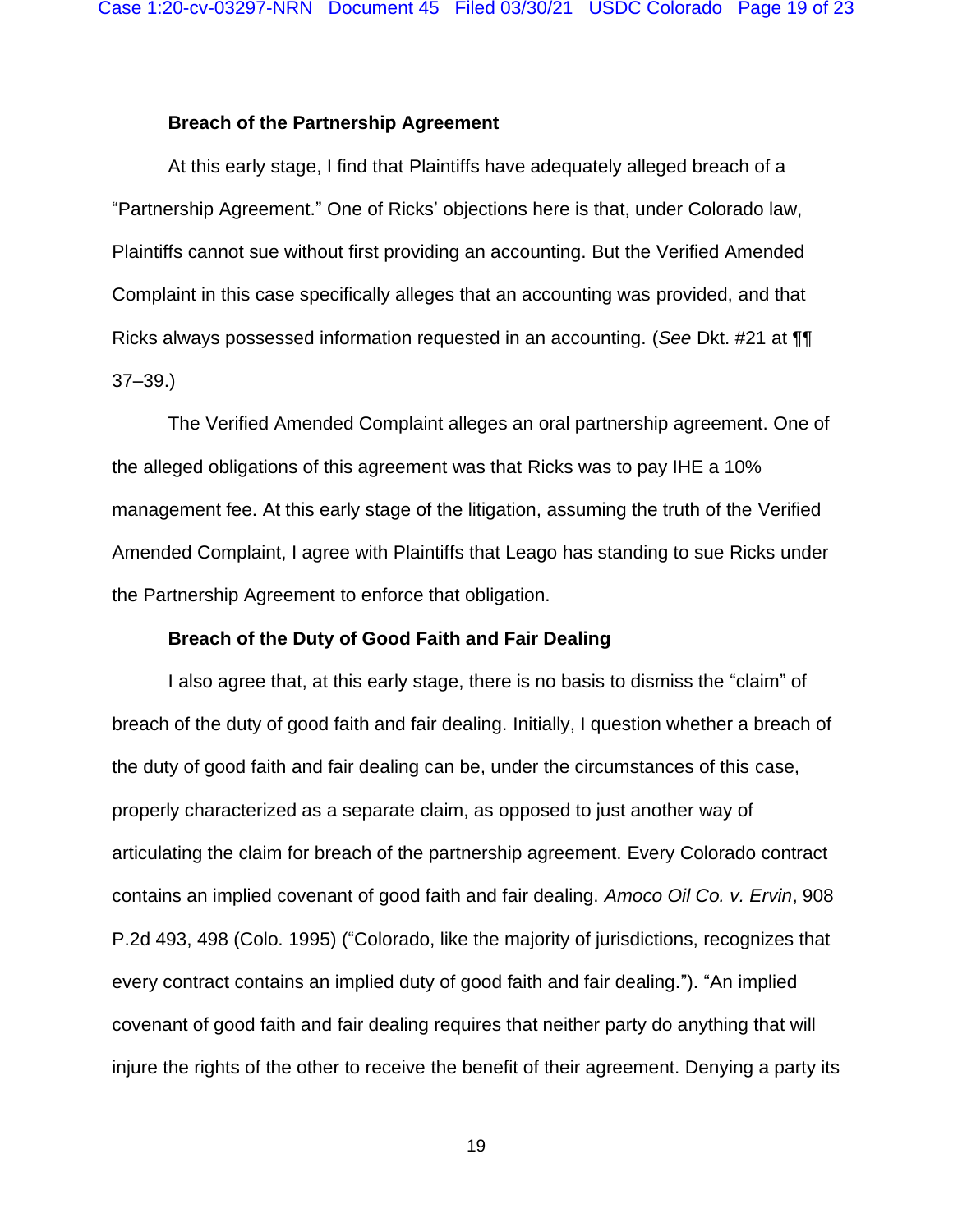**Breach of the Partnership Agreement**

At this early stage, I find that Plaintiffs have adequately alleged breach of a "Partnership Agreement." One of Ricks' objections here is that, under Colorado law, Plaintiffs cannot sue without first providing an accounting. But the Verified Amended Complaint in this case specifically alleges that an accounting was provided, and that Ricks always possessed information requested in an accounting. (*See* Dkt. #21 at ¶¶ 37–39.)

The Verified Amended Complaint alleges an oral partnership agreement. One of the alleged obligations of this agreement was that Ricks was to pay IHE a 10% management fee. At this early stage of the litigation, assuming the truth of the Verified Amended Complaint, I agree with Plaintiffs that Leago has standing to sue Ricks under the Partnership Agreement to enforce that obligation.

**Breach of the Duty of Good Faith and Fair Dealing**

I also agree that, at this early stage, there is no basis to dismiss the "claim" of breach of the duty of good faith and fair dealing. Initially, I question whether a breach of the duty of good faith and fair dealing can be, under the circumstances of this case, properly characterized as a separate claim, as opposed to just another way of articulating the claim for breach of the partnership agreement. Every Colorado contract contains an implied covenant of good faith and fair dealing. *Amoco Oil Co. v. Ervin*, 908 P.2d 493, 498 (Colo. 1995) ("Colorado, like the majority of jurisdictions, recognizes that every contract contains an implied duty of good faith and fair dealing."). "An implied covenant of good faith and fair dealing requires that neither party do anything that will injure the rights of the other to receive the benefit of their agreement. Denying a party its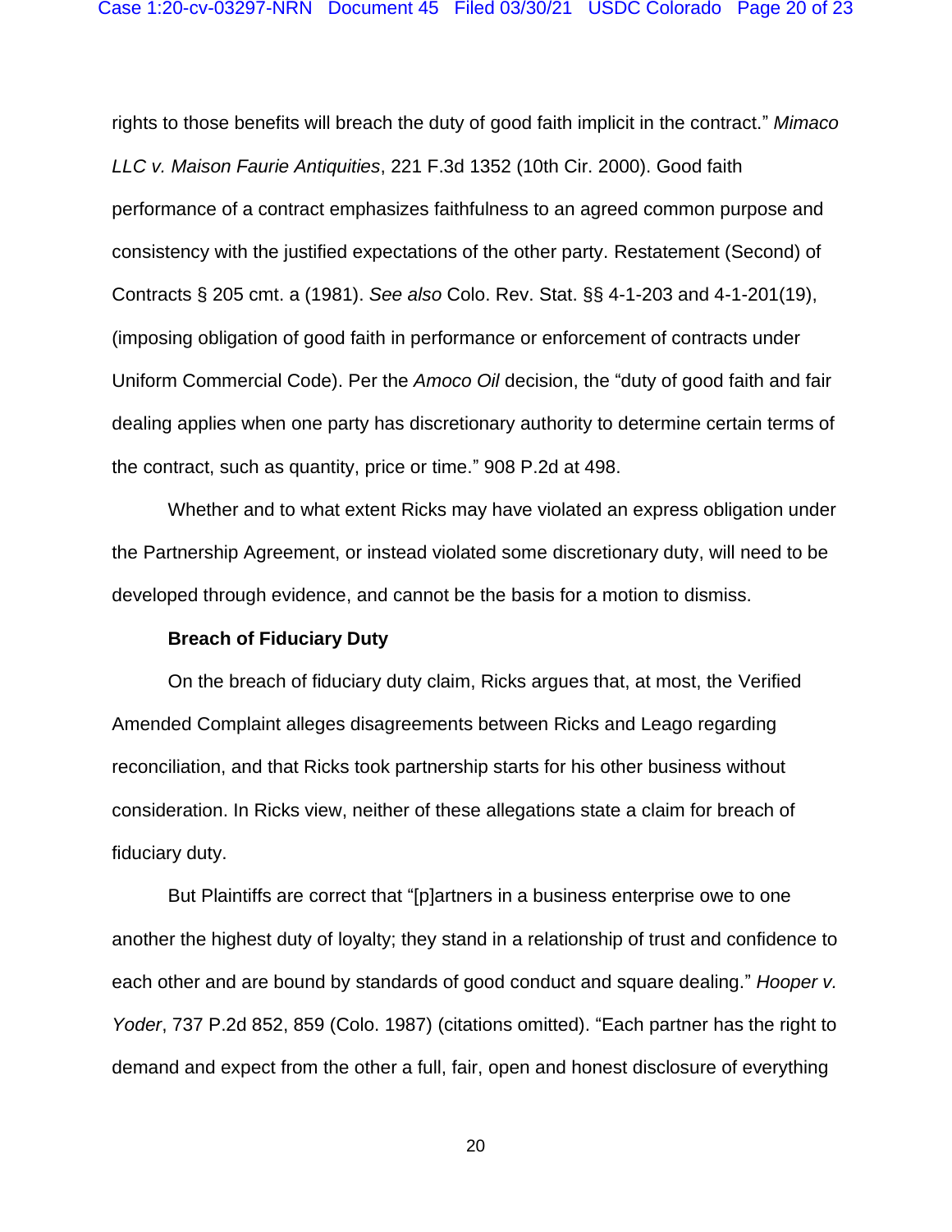rights to those benefits will breach the duty of good faith implicit in the contract." *Mimaco LLC v. Maison Faurie Antiquities*, 221 F.3d 1352 (10th Cir. 2000). Good faith performance of a contract emphasizes faithfulness to an agreed common purpose and consistency with the justified expectations of the other party. Restatement (Second) of Contracts § 205 cmt. a (1981). *See also* Colo. Rev. Stat. §§ 4-1-203 and 4-1-201(19), (imposing obligation of good faith in performance or enforcement of contracts under Uniform Commercial Code). Per the *Amoco Oil* decision, the "duty of good faith and fair dealing applies when one party has discretionary authority to determine certain terms of the contract, such as quantity, price or time." 908 P.2d at 498.

Whether and to what extent Ricks may have violated an express obligation under the Partnership Agreement, or instead violated some discretionary duty, will need to be developed through evidence, and cannot be the basis for a motion to dismiss.

**Breach of Fiduciary Duty**

On the breach of fiduciary duty claim, Ricks argues that, at most, the Verified Amended Complaint alleges disagreements between Ricks and Leago regarding reconciliation, and that Ricks took partnership starts for his other business without consideration. In Ricks view, neither of these allegations state a claim for breach of fiduciary duty.

But Plaintiffs are correct that "[p]artners in a business enterprise owe to one another the highest duty of loyalty; they stand in a relationship of trust and confidence to each other and are bound by standards of good conduct and square dealing." *Hooper v. Yoder*, 737 P.2d 852, 859 (Colo. 1987) (citations omitted). "Each partner has the right to demand and expect from the other a full, fair, open and honest disclosure of everything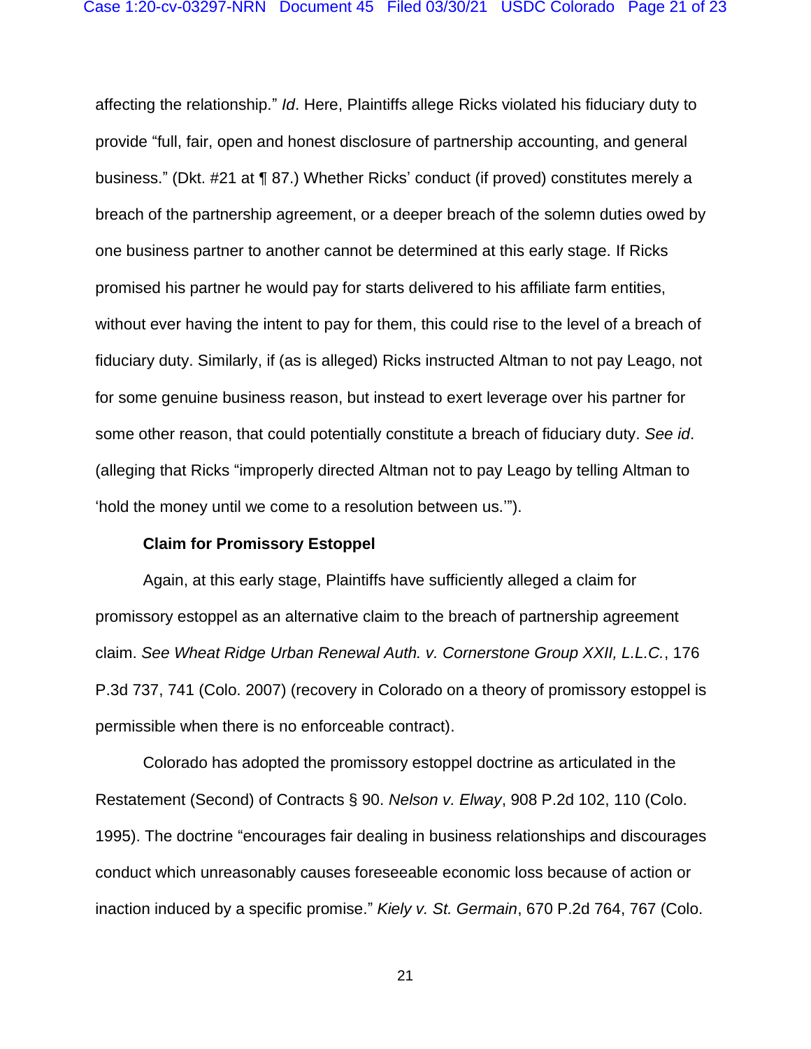affecting the relationship." *Id*. Here, Plaintiffs allege Ricks violated his fiduciary duty to provide "full, fair, open and honest disclosure of partnership accounting, and general business." (Dkt. #21 at ¶ 87.) Whether Ricks' conduct (if proved) constitutes merely a breach of the partnership agreement, or a deeper breach of the solemn duties owed by one business partner to another cannot be determined at this early stage. If Ricks promised his partner he would pay for starts delivered to his affiliate farm entities, without ever having the intent to pay for them, this could rise to the level of a breach of fiduciary duty. Similarly, if (as is alleged) Ricks instructed Altman to not pay Leago, not for some genuine business reason, but instead to exert leverage over his partner for some other reason, that could potentially constitute a breach of fiduciary duty. *See id*. (alleging that Ricks "improperly directed Altman not to pay Leago by telling Altman to 'hold the money until we come to a resolution between us.'").

**Claim for Promissory Estoppel**

Again, at this early stage, Plaintiffs have sufficiently alleged a claim for promissory estoppel as an alternative claim to the breach of partnership agreement claim. *See Wheat Ridge Urban Renewal Auth. v. Cornerstone Group XXII, L.L.C.*, 176 P.3d 737, 741 (Colo. 2007) (recovery in Colorado on a theory of promissory estoppel is permissible when there is no enforceable contract).

Colorado has adopted the promissory estoppel doctrine as articulated in the Restatement (Second) of Contracts § 90. *Nelson v. Elway*, 908 P.2d 102, 110 (Colo. 1995). The doctrine "encourages fair dealing in business relationships and discourages conduct which unreasonably causes foreseeable economic loss because of action or inaction induced by a specific promise." *Kiely v. St. Germain*, 670 P.2d 764, 767 (Colo.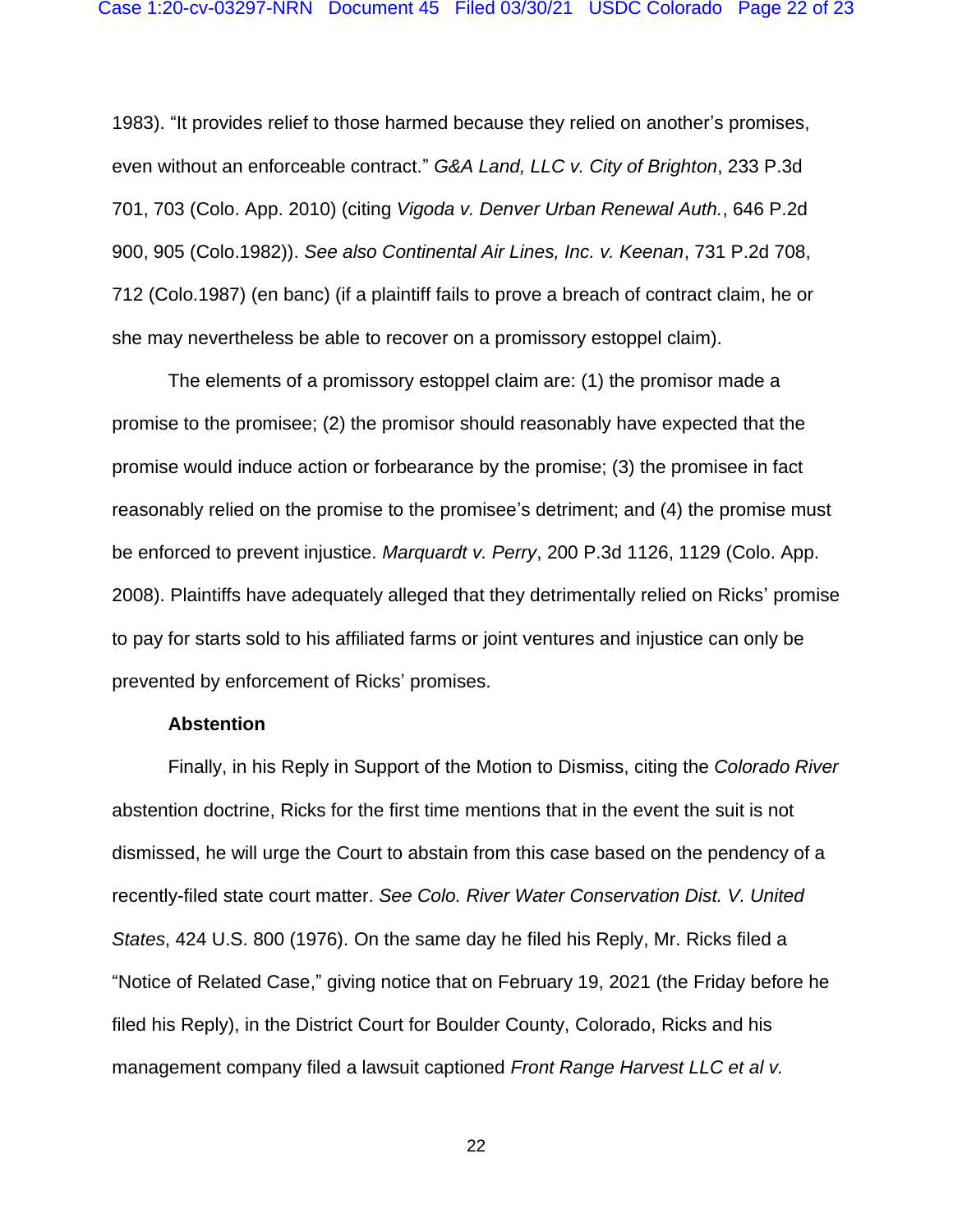1983). "It provides relief to those harmed because they relied on another's promises, even without an enforceable contract." *G&A Land, LLC v. City of Brighton*, 233 P.3d 701, 703 (Colo. App. 2010) (citing *Vigoda v. Denver Urban Renewal Auth.*, 646 P.2d 900, 905 (Colo.1982)). *See also Continental Air Lines, Inc. v. Keenan*, 731 P.2d 708, 712 (Colo.1987) (en banc) (if a plaintiff fails to prove a breach of contract claim, he or she may nevertheless be able to recover on a promissory estoppel claim).

The elements of a promissory estoppel claim are: (1) the promisor made a promise to the promisee; (2) the promisor should reasonably have expected that the promise would induce action or forbearance by the promise; (3) the promisee in fact reasonably relied on the promise to the promisee's detriment; and (4) the promise must be enforced to prevent injustice. *Marquardt v. Perry*, 200 P.3d 1126, 1129 (Colo. App. 2008). Plaintiffs have adequately alleged that they detrimentally relied on Ricks' promise to pay for starts sold to his affiliated farms or joint ventures and injustice can only be prevented by enforcement of Ricks' promises.

**Abstention**

Finally, in his Reply in Support of the Motion to Dismiss, citing the *Colorado River* abstention doctrine, Ricks for the first time mentions that in the event the suit is not dismissed, he will urge the Court to abstain from this case based on the pendency of a recently-filed state court matter. *See Colo. River Water Conservation Dist. V. United States*, 424 U.S. 800 (1976). On the same day he filed his Reply, Mr. Ricks filed a "Notice of Related Case," giving notice that on February 19, 2021 (the Friday before he filed his Reply), in the District Court for Boulder County, Colorado, Ricks and his management company filed a lawsuit captioned *Front Range Harvest LLC et al v.*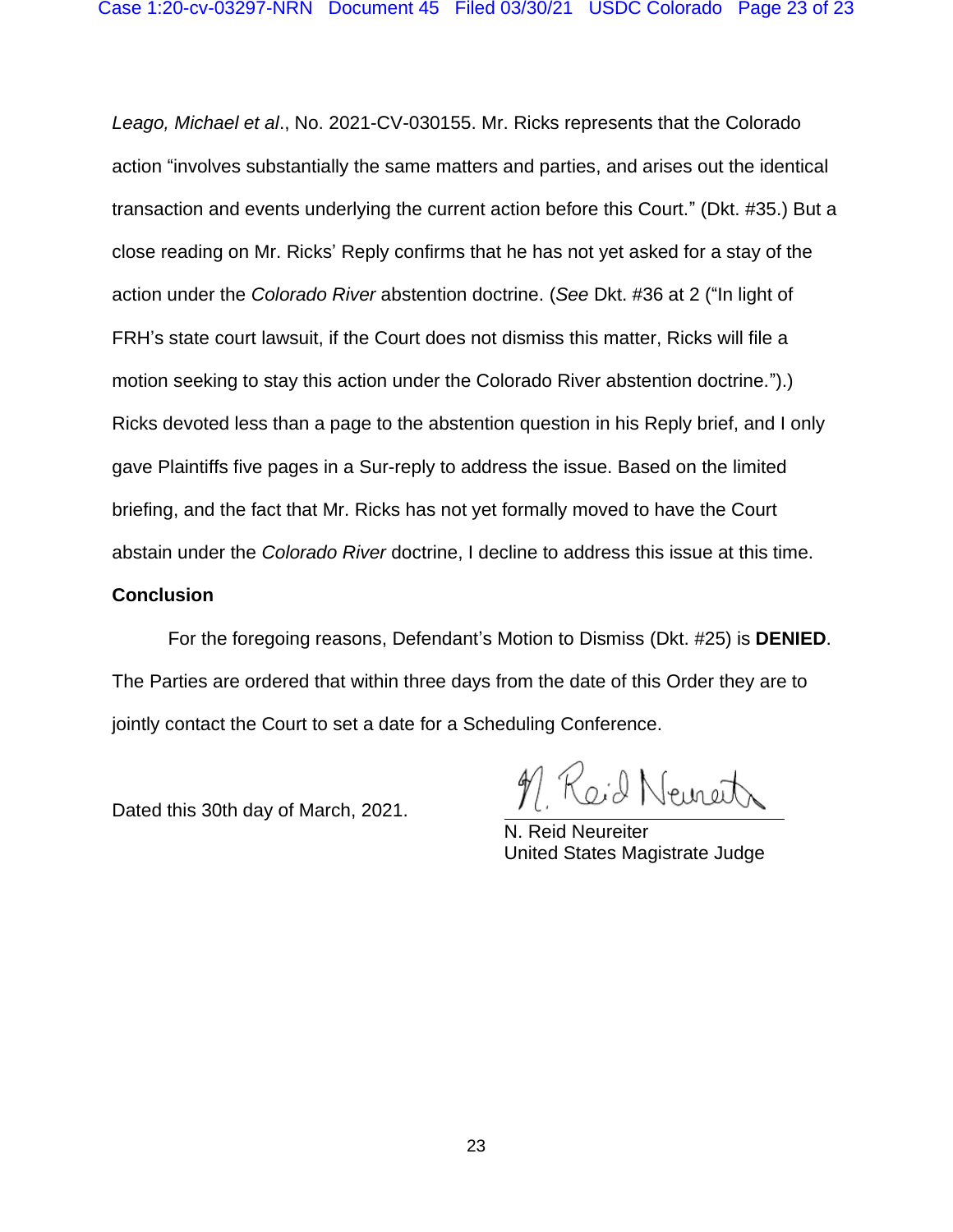*Leago, Michael et al*., No. 2021-CV-030155. Mr. Ricks represents that the Colorado action "involves substantially the same matters and parties, and arises out the identical transaction and events underlying the current action before this Court." (Dkt. #35.) But a close reading on Mr. Ricks' Reply confirms that he has not yet asked for a stay of the action under the *Colorado River* abstention doctrine. (*See* Dkt. #36 at 2 ("In light of FRH's state court lawsuit, if the Court does not dismiss this matter, Ricks will file a motion seeking to stay this action under the Colorado River abstention doctrine.").) Ricks devoted less than a page to the abstention question in his Reply brief, and I only gave Plaintiffs five pages in a Sur-reply to address the issue. Based on the limited briefing, and the fact that Mr. Ricks has not yet formally moved to have the Court abstain under the *Colorado River* doctrine, I decline to address this issue at this time.

**Conclusion**

For the foregoing reasons, Defendant's Motion to Dismiss (Dkt. #25) is **DENIED**. The Parties are ordered that within three days from the date of this Order they are to jointly contact the Court to set a date for a Scheduling Conference.

Dated this 30th day of March, 2021.

N. Reid Neureiter
United States Magistrate Judge